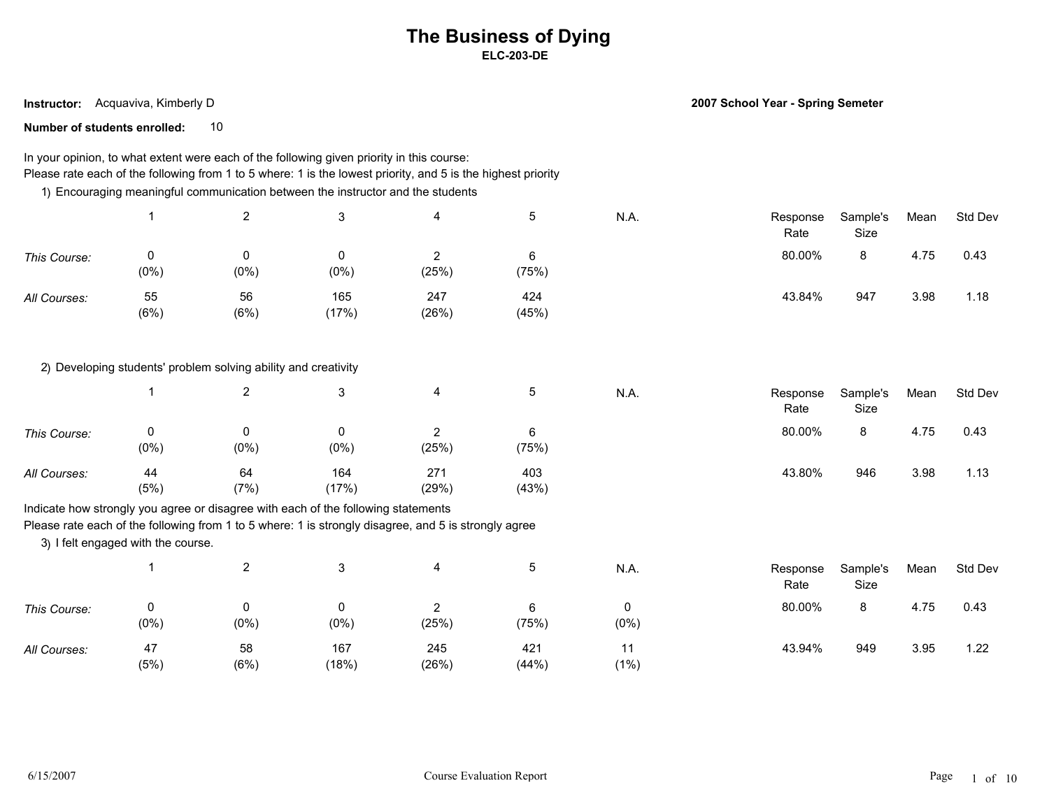# The Business of Dying

**ELC-203-DE**

**Instructor:** Acquaviva, Kimberly D

**2007 School Year - Spring Semeter**

**Number of students enrolled:** 10

In your opinion, to what extent were each of the following given priority in this course:
Please rate each of the following from 1 to 5 where: 1 is the lowest priority, and 5 is the highest priority

1) Encouraging meaningful communication between the instructor and the students

| | 1 | 2 | 3 | 4 | 5 | N.A. | Response Rate | Sample's Size | Mean | Std Dev |
|---|---|---|---|---|---|---|---|---|---|---|
| *This Course:* | 0 (0%) | 0 (0%) | 0 (0%) | 2 (25%) | 6 (75%) | | 80.00% | 8 | 4.75 | 0.43 |
| *All Courses:* | 55 (6%) | 56 (6%) | 165 (17%) | 247 (26%) | 424 (45%) | | 43.84% | 947 | 3.98 | 1.18 |

2) Developing students' problem solving ability and creativity

| | 1 | 2 | 3 | 4 | 5 | N.A. | Response Rate | Sample's Size | Mean | Std Dev |
|---|---|---|---|---|---|---|---|---|---|---|
| *This Course:* | 0 (0%) | 0 (0%) | 0 (0%) | 2 (25%) | 6 (75%) | | 80.00% | 8 | 4.75 | 0.43 |
| *All Courses:* | 44 (5%) | 64 (7%) | 164 (17%) | 271 (29%) | 403 (43%) | | 43.80% | 946 | 3.98 | 1.13 |

Indicate how strongly you agree or disagree with each of the following statements
Please rate each of the following from 1 to 5 where: 1 is strongly disagree, and 5 is strongly agree

3) I felt engaged with the course.

| | 1 | 2 | 3 | 4 | 5 | N.A. | Response Rate | Sample's Size | Mean | Std Dev |
|---|---|---|---|---|---|---|---|---|---|---|
| *This Course:* | 0 (0%) | 0 (0%) | 0 (0%) | 2 (25%) | 6 (75%) | 0 (0%) | 80.00% | 8 | 4.75 | 0.43 |
| *All Courses:* | 47 (5%) | 58 (6%) | 167 (18%) | 245 (26%) | 421 (44%) | 11 (1%) | 43.94% | 949 | 3.95 | 1.22 |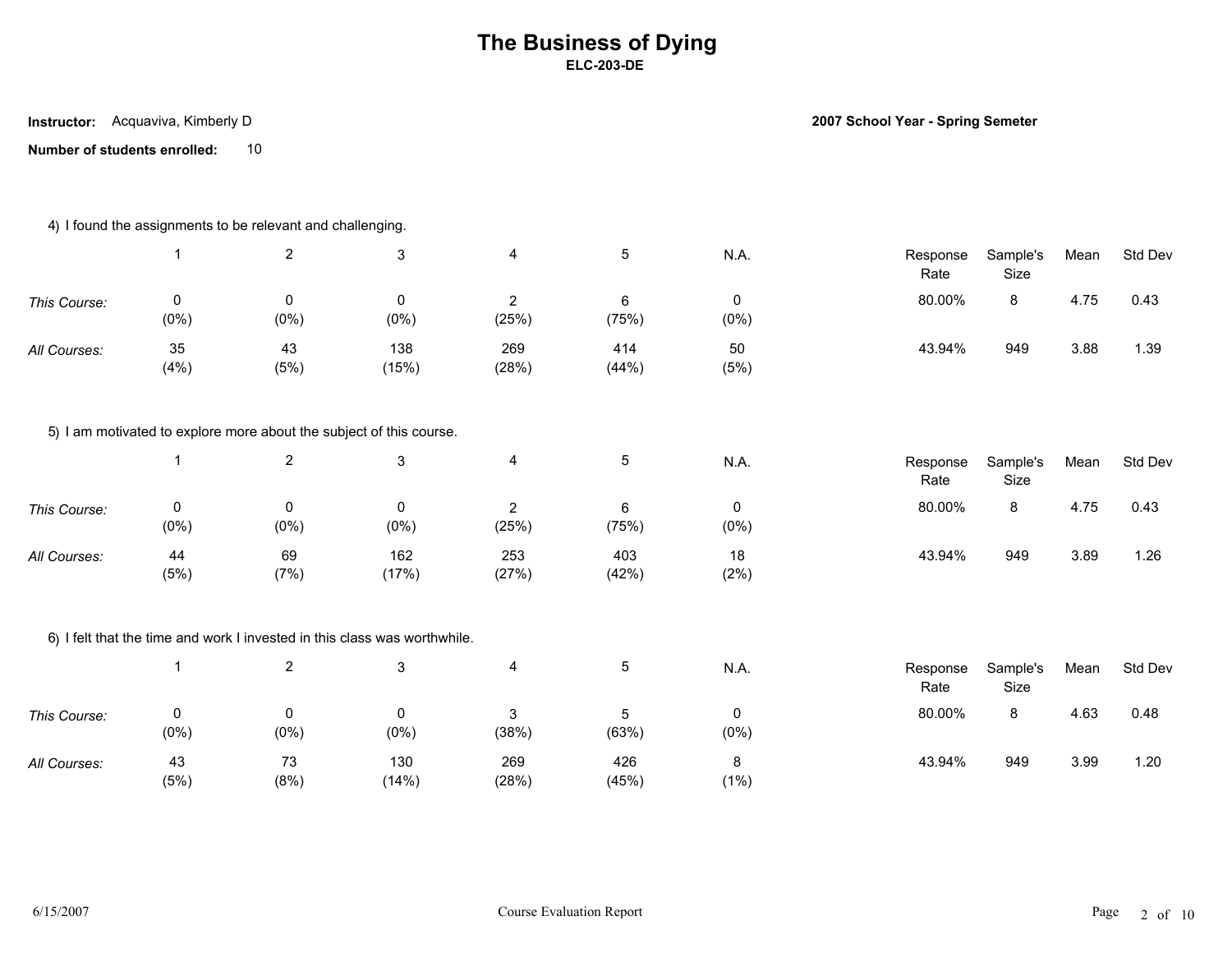# The Business of Dying

**ELC-203-DE**

**Instructor:** Acquaviva, Kimberly D

**2007 School Year - Spring Semeter**

**Number of students enrolled:** 10

4) I found the assignments to be relevant and challenging.

| | 1 | 2 | 3 | 4 | 5 | N.A. | Response Rate | Sample's Size | Mean | Std Dev |
|---|---|---|---|---|---|---|---|---|---|---|
| *This Course:* | 0 (0%) | 0 (0%) | 0 (0%) | 2 (25%) | 6 (75%) | 0 (0%) | 80.00% | 8 | 4.75 | 0.43 |
| *All Courses:* | 35 (4%) | 43 (5%) | 138 (15%) | 269 (28%) | 414 (44%) | 50 (5%) | 43.94% | 949 | 3.88 | 1.39 |

5) I am motivated to explore more about the subject of this course.

| | 1 | 2 | 3 | 4 | 5 | N.A. | Response Rate | Sample's Size | Mean | Std Dev |
|---|---|---|---|---|---|---|---|---|---|---|
| *This Course:* | 0 (0%) | 0 (0%) | 0 (0%) | 2 (25%) | 6 (75%) | 0 (0%) | 80.00% | 8 | 4.75 | 0.43 |
| *All Courses:* | 44 (5%) | 69 (7%) | 162 (17%) | 253 (27%) | 403 (42%) | 18 (2%) | 43.94% | 949 | 3.89 | 1.26 |

6) I felt that the time and work I invested in this class was worthwhile.

| | 1 | 2 | 3 | 4 | 5 | N.A. | Response Rate | Sample's Size | Mean | Std Dev |
|---|---|---|---|---|---|---|---|---|---|---|
| *This Course:* | 0 (0%) | 0 (0%) | 0 (0%) | 3 (38%) | 5 (63%) | 0 (0%) | 80.00% | 8 | 4.63 | 0.48 |
| *All Courses:* | 43 (5%) | 73 (8%) | 130 (14%) | 269 (28%) | 426 (45%) | 8 (1%) | 43.94% | 949 | 3.99 | 1.20 |

6/15/2007 Course Evaluation Report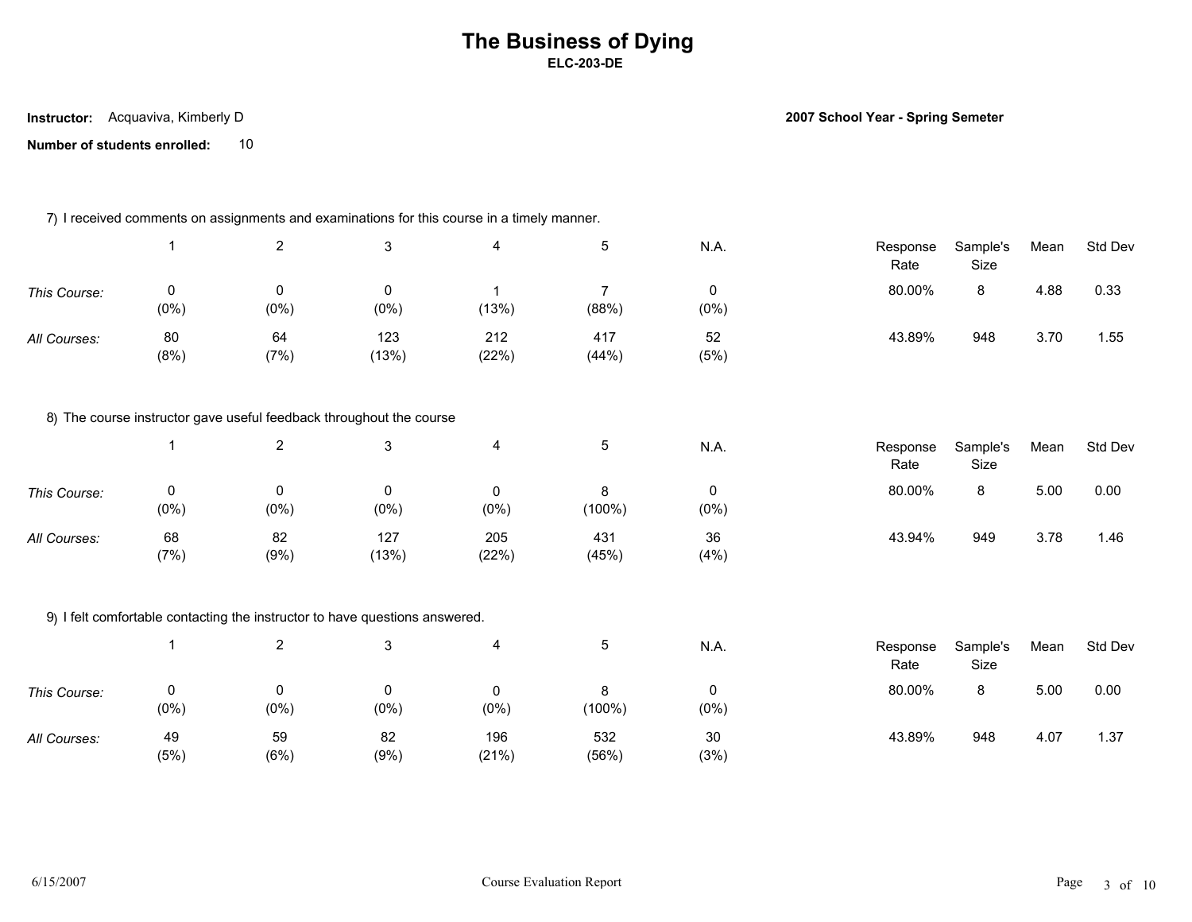# The Business of Dying

**ELC-203-DE**

**Instructor:** Acquaviva, Kimberly D

**2007 School Year - Spring Semeter**

**Number of students enrolled:** 10

7) I received comments on assignments and examinations for this course in a timely manner.

| | 1 | 2 | 3 | 4 | 5 | N.A. | Response Rate | Sample's Size | Mean | Std Dev |
|---|---|---|---|---|---|---|---|---|---|---|
| *This Course:* | 0 (0%) | 0 (0%) | 0 (0%) | 1 (13%) | 7 (88%) | 0 (0%) | 80.00% | 8 | 4.88 | 0.33 |
| *All Courses:* | 80 (8%) | 64 (7%) | 123 (13%) | 212 (22%) | 417 (44%) | 52 (5%) | 43.89% | 948 | 3.70 | 1.55 |

8) The course instructor gave useful feedback throughout the course

| | 1 | 2 | 3 | 4 | 5 | N.A. | Response Rate | Sample's Size | Mean | Std Dev |
|---|---|---|---|---|---|---|---|---|---|---|
| *This Course:* | 0 (0%) | 0 (0%) | 0 (0%) | 0 (0%) | 8 (100%) | 0 (0%) | 80.00% | 8 | 5.00 | 0.00 |
| *All Courses:* | 68 (7%) | 82 (9%) | 127 (13%) | 205 (22%) | 431 (45%) | 36 (4%) | 43.94% | 949 | 3.78 | 1.46 |

9) I felt comfortable contacting the instructor to have questions answered.

| | 1 | 2 | 3 | 4 | 5 | N.A. | Response Rate | Sample's Size | Mean | Std Dev |
|---|---|---|---|---|---|---|---|---|---|---|
| *This Course:* | 0 (0%) | 0 (0%) | 0 (0%) | 0 (0%) | 8 (100%) | 0 (0%) | 80.00% | 8 | 5.00 | 0.00 |
| *All Courses:* | 49 (5%) | 59 (6%) | 82 (9%) | 196 (21%) | 532 (56%) | 30 (3%) | 43.89% | 948 | 4.07 | 1.37 |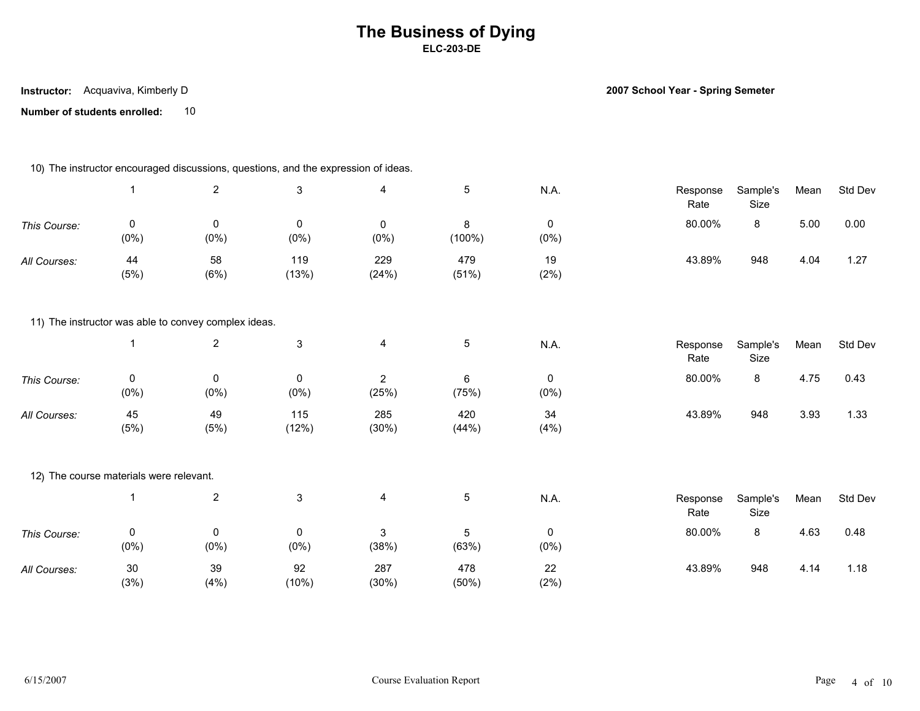# The Business of Dying

**ELC-203-DE**

**Instructor:** Acquaviva, Kimberly D

**2007 School Year - Spring Semeter**

**Number of students enrolled:** 10

10) The instructor encouraged discussions, questions, and the expression of ideas.

| | 1 | 2 | 3 | 4 | 5 | N.A. | Response Rate | Sample's Size | Mean | Std Dev |
|---|---|---|---|---|---|---|---|---|---|---|
| *This Course:* | 0 (0%) | 0 (0%) | 0 (0%) | 0 (0%) | 8 (100%) | 0 (0%) | 80.00% | 8 | 5.00 | 0.00 |
| *All Courses:* | 44 (5%) | 58 (6%) | 119 (13%) | 229 (24%) | 479 (51%) | 19 (2%) | 43.89% | 948 | 4.04 | 1.27 |

11) The instructor was able to convey complex ideas.

| | 1 | 2 | 3 | 4 | 5 | N.A. | Response Rate | Sample's Size | Mean | Std Dev |
|---|---|---|---|---|---|---|---|---|---|---|
| *This Course:* | 0 (0%) | 0 (0%) | 0 (0%) | 2 (25%) | 6 (75%) | 0 (0%) | 80.00% | 8 | 4.75 | 0.43 |
| *All Courses:* | 45 (5%) | 49 (5%) | 115 (12%) | 285 (30%) | 420 (44%) | 34 (4%) | 43.89% | 948 | 3.93 | 1.33 |

12) The course materials were relevant.

| | 1 | 2 | 3 | 4 | 5 | N.A. | Response Rate | Sample's Size | Mean | Std Dev |
|---|---|---|---|---|---|---|---|---|---|---|
| *This Course:* | 0 (0%) | 0 (0%) | 0 (0%) | 3 (38%) | 5 (63%) | 0 (0%) | 80.00% | 8 | 4.63 | 0.48 |
| *All Courses:* | 30 (3%) | 39 (4%) | 92 (10%) | 287 (30%) | 478 (50%) | 22 (2%) | 43.89% | 948 | 4.14 | 1.18 |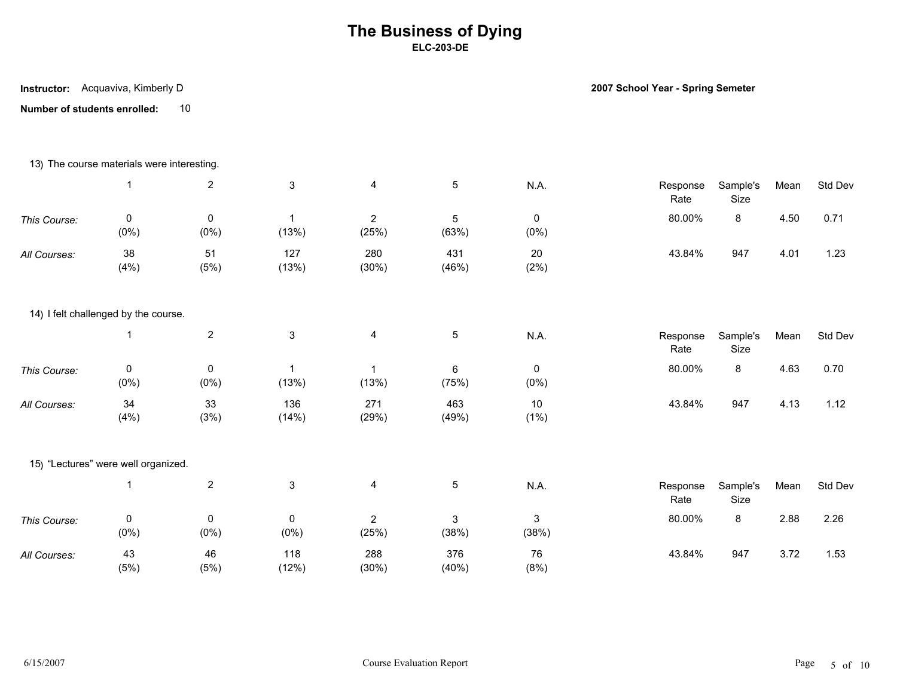# The Business of Dying

**ELC-203-DE**

**Instructor:** Acquaviva, Kimberly D

**2007 School Year - Spring Semeter**

**Number of students enrolled:** 10

13) The course materials were interesting.

| | 1 | 2 | 3 | 4 | 5 | N.A. | Response Rate | Sample's Size | Mean | Std Dev |
|---|---|---|---|---|---|---|---|---|---|---|
| *This Course:* | 0 (0%) | 0 (0%) | 1 (13%) | 2 (25%) | 5 (63%) | 0 (0%) | 80.00% | 8 | 4.50 | 0.71 |
| *All Courses:* | 38 (4%) | 51 (5%) | 127 (13%) | 280 (30%) | 431 (46%) | 20 (2%) | 43.84% | 947 | 4.01 | 1.23 |

14) I felt challenged by the course.

| | 1 | 2 | 3 | 4 | 5 | N.A. | Response Rate | Sample's Size | Mean | Std Dev |
|---|---|---|---|---|---|---|---|---|---|---|
| *This Course:* | 0 (0%) | 0 (0%) | 1 (13%) | 1 (13%) | 6 (75%) | 0 (0%) | 80.00% | 8 | 4.63 | 0.70 |
| *All Courses:* | 34 (4%) | 33 (3%) | 136 (14%) | 271 (29%) | 463 (49%) | 10 (1%) | 43.84% | 947 | 4.13 | 1.12 |

15) “Lectures” were well organized.

| | 1 | 2 | 3 | 4 | 5 | N.A. | Response Rate | Sample's Size | Mean | Std Dev |
|---|---|---|---|---|---|---|---|---|---|---|
| *This Course:* | 0 (0%) | 0 (0%) | 0 (0%) | 2 (25%) | 3 (38%) | 3 (38%) | 80.00% | 8 | 2.88 | 2.26 |
| *All Courses:* | 43 (5%) | 46 (5%) | 118 (12%) | 288 (30%) | 376 (40%) | 76 (8%) | 43.84% | 947 | 3.72 | 1.53 |

6/15/2007 Course Evaluation Report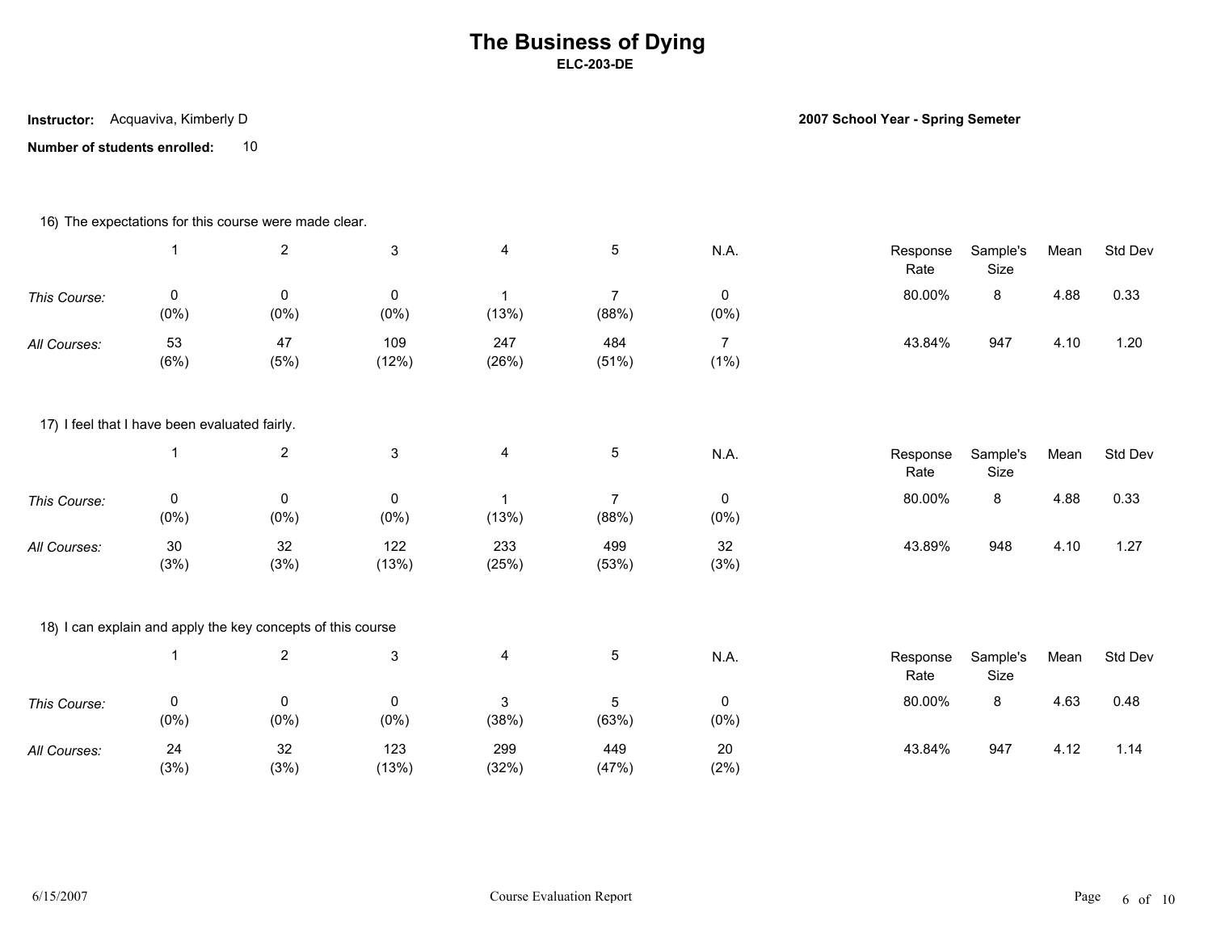# The Business of Dying

**ELC-203-DE**

**Instructor:** Acquaviva, Kimberly D

**2007 School Year - Spring Semeter**

**Number of students enrolled:** 10

16) The expectations for this course were made clear.

| | 1 | 2 | 3 | 4 | 5 | N.A. | Response Rate | Sample's Size | Mean | Std Dev |
|---|---|---|---|---|---|---|---|---|---|---|
| *This Course:* | 0 (0%) | 0 (0%) | 0 (0%) | 1 (13%) | 7 (88%) | 0 (0%) | 80.00% | 8 | 4.88 | 0.33 |
| *All Courses:* | 53 (6%) | 47 (5%) | 109 (12%) | 247 (26%) | 484 (51%) | 7 (1%) | 43.84% | 947 | 4.10 | 1.20 |

17) I feel that I have been evaluated fairly.

| | 1 | 2 | 3 | 4 | 5 | N.A. | Response Rate | Sample's Size | Mean | Std Dev |
|---|---|---|---|---|---|---|---|---|---|---|
| *This Course:* | 0 (0%) | 0 (0%) | 0 (0%) | 1 (13%) | 7 (88%) | 0 (0%) | 80.00% | 8 | 4.88 | 0.33 |
| *All Courses:* | 30 (3%) | 32 (3%) | 122 (13%) | 233 (25%) | 499 (53%) | 32 (3%) | 43.89% | 948 | 4.10 | 1.27 |

18) I can explain and apply the key concepts of this course

| | 1 | 2 | 3 | 4 | 5 | N.A. | Response Rate | Sample's Size | Mean | Std Dev |
|---|---|---|---|---|---|---|---|---|---|---|
| *This Course:* | 0 (0%) | 0 (0%) | 0 (0%) | 3 (38%) | 5 (63%) | 0 (0%) | 80.00% | 8 | 4.63 | 0.48 |
| *All Courses:* | 24 (3%) | 32 (3%) | 123 (13%) | 299 (32%) | 449 (47%) | 20 (2%) | 43.84% | 947 | 4.12 | 1.14 |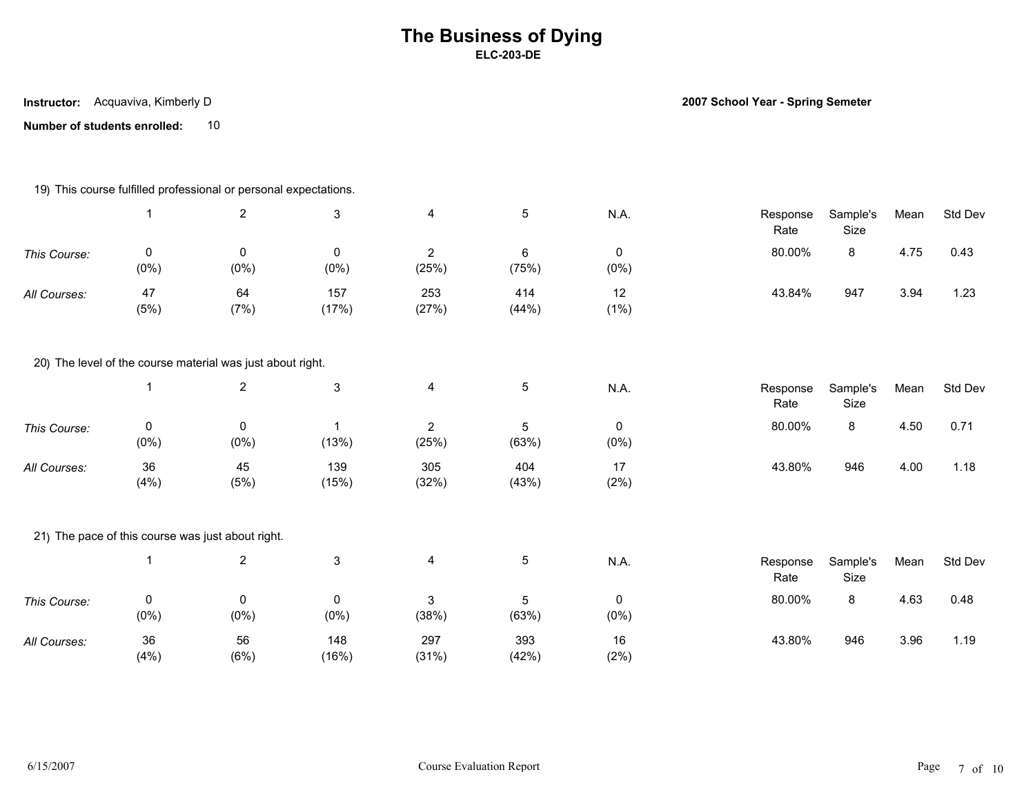# The Business of Dying

**ELC-203-DE**

**Instructor:** Acquaviva, Kimberly D

**2007 School Year - Spring Semeter**

**Number of students enrolled:** 10

19) This course fulfilled professional or personal expectations.

| | 1 | 2 | 3 | 4 | 5 | N.A. | Response Rate | Sample's Size | Mean | Std Dev |
|---|---|---|---|---|---|---|---|---|---|---|
| *This Course:* | 0 (0%) | 0 (0%) | 0 (0%) | 2 (25%) | 6 (75%) | 0 (0%) | 80.00% | 8 | 4.75 | 0.43 |
| *All Courses:* | 47 (5%) | 64 (7%) | 157 (17%) | 253 (27%) | 414 (44%) | 12 (1%) | 43.84% | 947 | 3.94 | 1.23 |

20) The level of the course material was just about right.

| | 1 | 2 | 3 | 4 | 5 | N.A. | Response Rate | Sample's Size | Mean | Std Dev |
|---|---|---|---|---|---|---|---|---|---|---|
| *This Course:* | 0 (0%) | 0 (0%) | 1 (13%) | 2 (25%) | 5 (63%) | 0 (0%) | 80.00% | 8 | 4.50 | 0.71 |
| *All Courses:* | 36 (4%) | 45 (5%) | 139 (15%) | 305 (32%) | 404 (43%) | 17 (2%) | 43.80% | 946 | 4.00 | 1.18 |

21) The pace of this course was just about right.

| | 1 | 2 | 3 | 4 | 5 | N.A. | Response Rate | Sample's Size | Mean | Std Dev |
|---|---|---|---|---|---|---|---|---|---|---|
| *This Course:* | 0 (0%) | 0 (0%) | 0 (0%) | 3 (38%) | 5 (63%) | 0 (0%) | 80.00% | 8 | 4.63 | 0.48 |
| *All Courses:* | 36 (4%) | 56 (6%) | 148 (16%) | 297 (31%) | 393 (42%) | 16 (2%) | 43.80% | 946 | 3.96 | 1.19 |

6/15/2007 Course Evaluation Report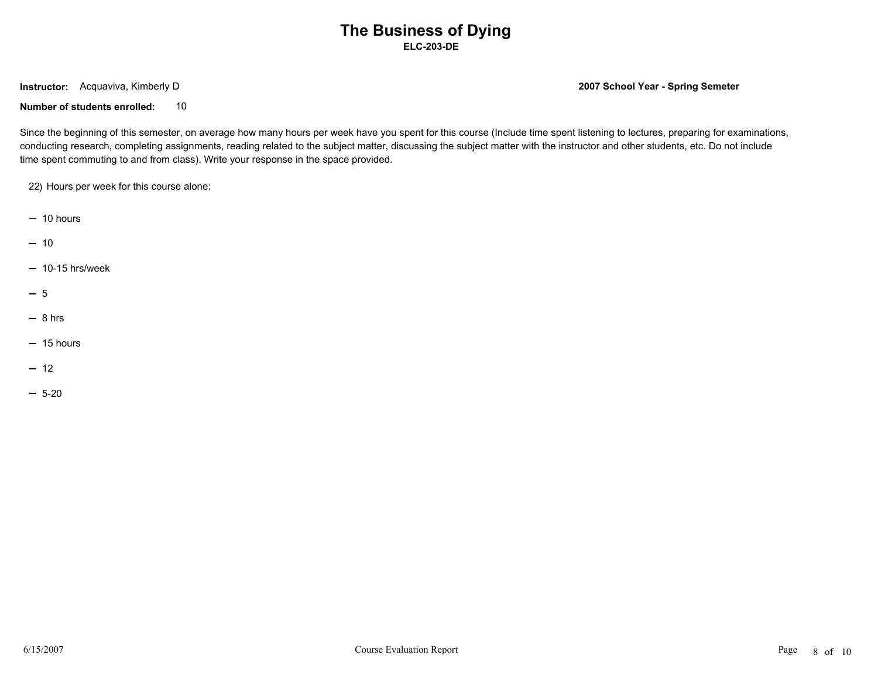# The Business of Dying

**ELC-203-DE**

**Instructor:** Acquaviva, Kimberly D

**2007 School Year - Spring Semeter**

**Number of students enrolled:** 10

Since the beginning of this semester, on average how many hours per week have you spent for this course (Include time spent listening to lectures, preparing for examinations, conducting research, completing assignments, reading related to the subject matter, discussing the subject matter with the instructor and other students, etc. Do not include time spent commuting to and from class). Write your response in the space provided.

22) Hours per week for this course alone:

- 10 hours
- 10
- 10-15 hrs/week
- 5
- 8 hrs
- 15 hours
- 12
- 5-20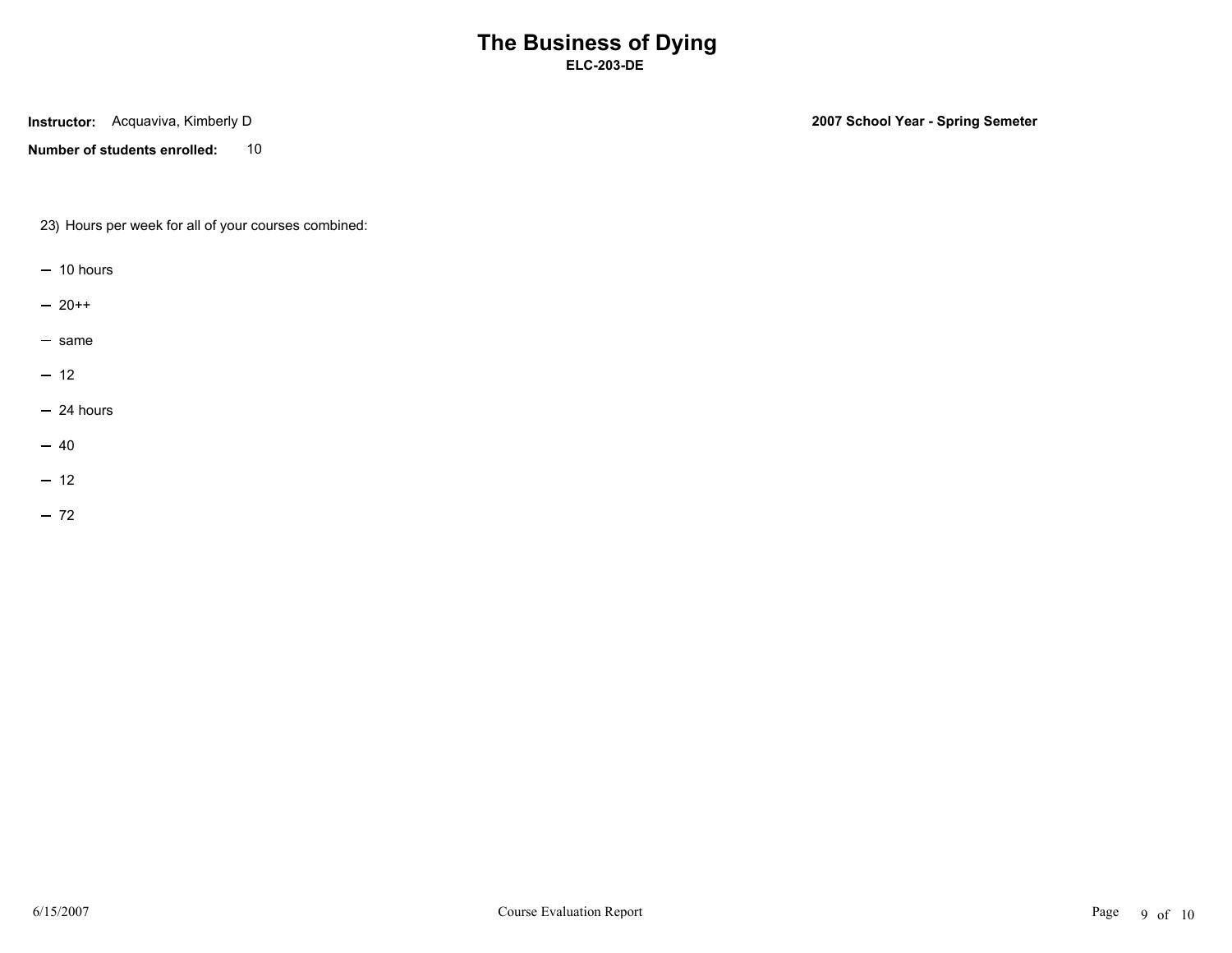# The Business of Dying

**ELC-203-DE**

**Instructor:** Acquaviva, Kimberly D

**2007 School Year - Spring Semeter**

**Number of students enrolled:** 10

23) Hours per week for all of your courses combined:

- 10 hours
- 20++
- same
- 12
- 24 hours
- 40
- 12
- 72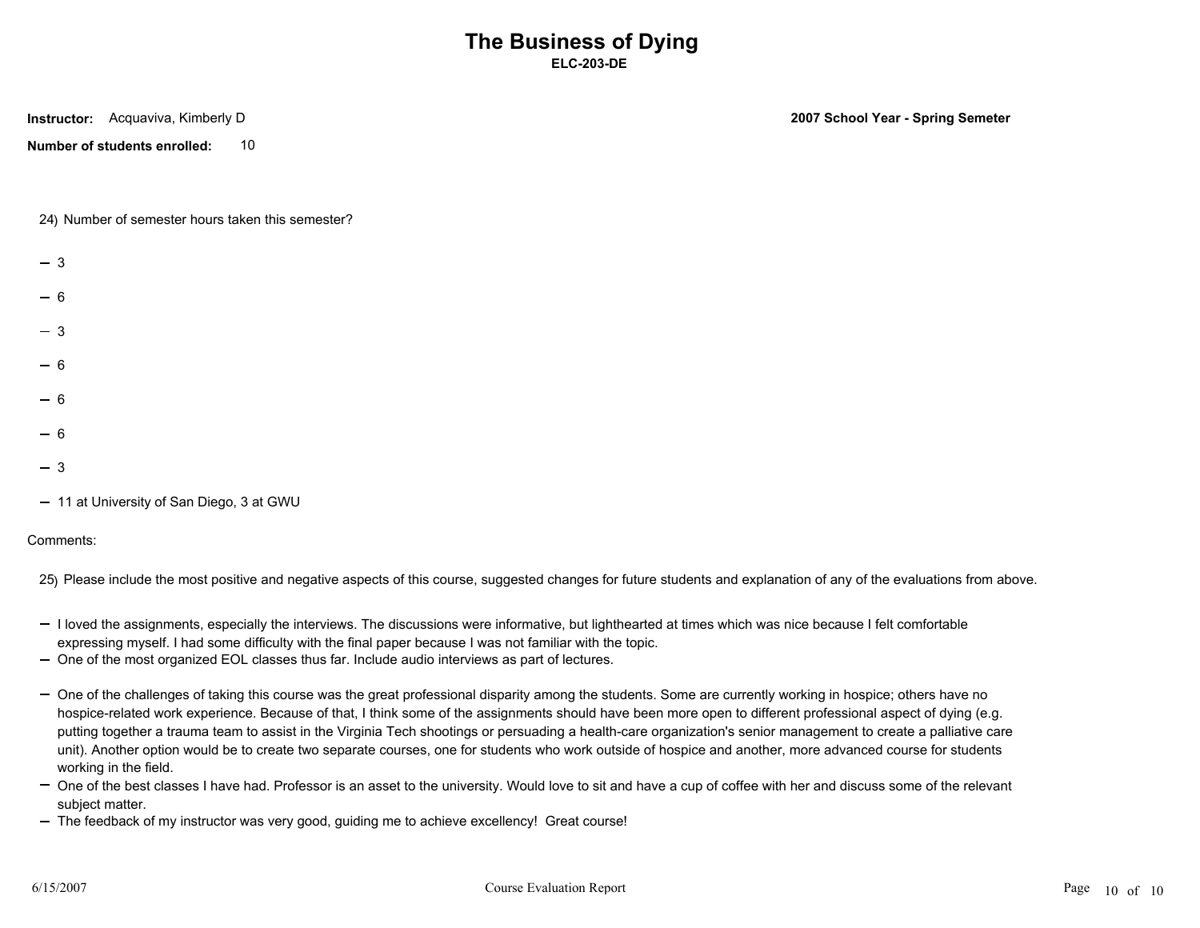# The Business of Dying

**ELC-203-DE**

**Instructor:** Acquaviva, Kimberly D

**2007 School Year - Spring Semeter**

**Number of students enrolled:** 10

24) Number of semester hours taken this semester?

- 3
- 6
- 3
- 6
- 6
- 6
- 3
- 11 at University of San Diego, 3 at GWU

Comments:

25) Please include the most positive and negative aspects of this course, suggested changes for future students and explanation of any of the evaluations from above.

- I loved the assignments, especially the interviews. The discussions were informative, but lighthearted at times which was nice because I felt comfortable expressing myself. I had some difficulty with the final paper because I was not familiar with the topic.
- One of the most organized EOL classes thus far. Include audio interviews as part of lectures.
- One of the challenges of taking this course was the great professional disparity among the students. Some are currently working in hospice; others have no hospice-related work experience. Because of that, I think some of the assignments should have been more open to different professional aspect of dying (e.g. putting together a trauma team to assist in the Virginia Tech shootings or persuading a health-care organization's senior management to create a palliative care unit). Another option would be to create two separate courses, one for students who work outside of hospice and another, more advanced course for students working in the field.
- One of the best classes I have had. Professor is an asset to the university. Would love to sit and have a cup of coffee with her and discuss some of the relevant subject matter.
- The feedback of my instructor was very good, guiding me to achieve excellency! Great course!